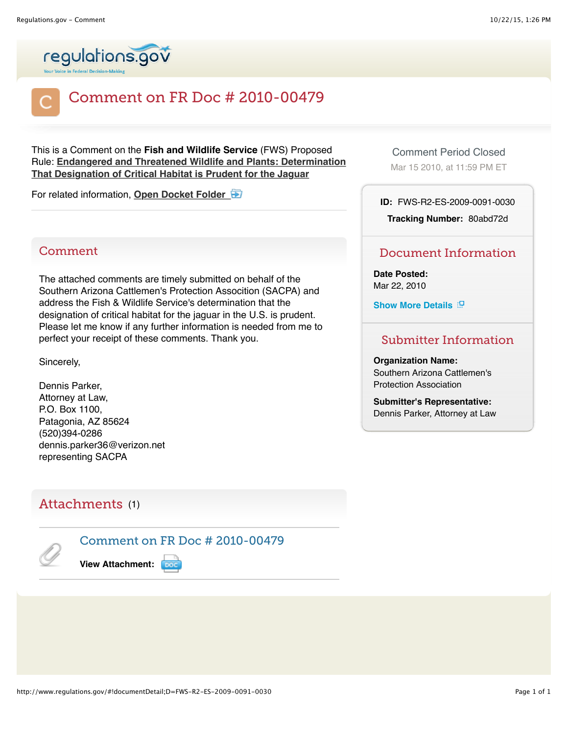# Comment on FR Doc # 2010-00479

This is a Comment on the **Fish and Wildlife Service** (FWS) Proposed Rule: **Endangered and Threatened Wildlife and Plants: Determination That Designation of Critical Habitat is Prudent for the Jaguar**

For related information, **Open Docket Folder**

Comment Period Closed
Mar 15 2010, at 11:59 PM ET

**ID:** FWS-R2-ES-2009-0091-0030

**Tracking Number:** 80abd72d

## Comment

The attached comments are timely submitted on behalf of the Southern Arizona Cattlemen's Protection Association (SACPA) and address the Fish & Wildlife Service's determination that the designation of critical habitat for the jaguar in the U.S. is prudent. Please let me know if any further information is needed from me to perfect your receipt of these comments. Thank you.

Sincerely,

Dennis Parker,
Attorney at Law,
P.O. Box 1100,
Patagonia, AZ 85624
(520)394-0286
dennis.parker36@verizon.net
representing SACPA

## Document Information

**Date Posted:**
Mar 22, 2010

**Show More Details**

## Submitter Information

**Organization Name:**
Southern Arizona Cattlemen's Protection Association

**Submitter's Representative:**
Dennis Parker, Attorney at Law

## Attachments (1)

### Comment on FR Doc # 2010-00479

**View Attachment:** DOC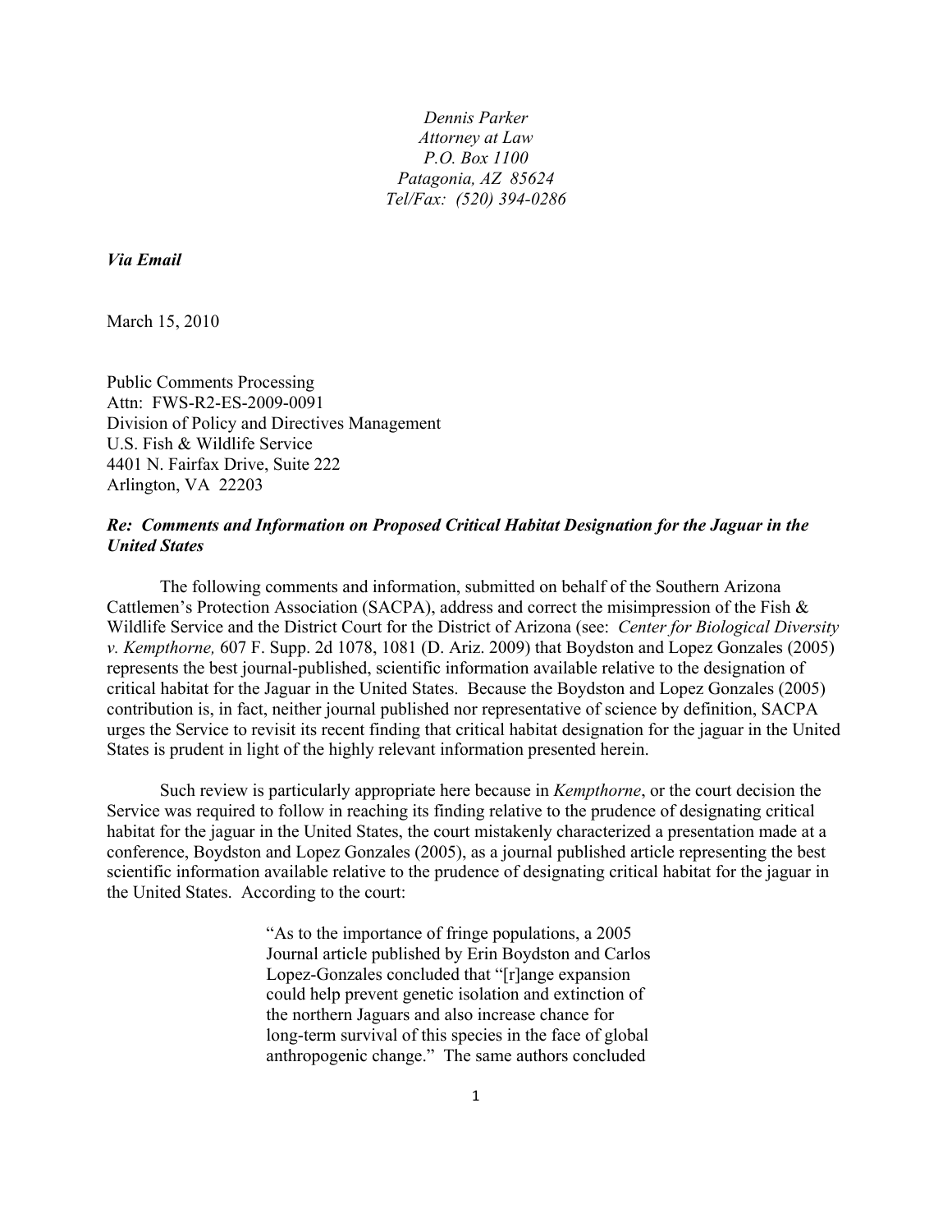*Dennis Parker*
*Attorney at Law*
*P.O. Box 1100*
*Patagonia, AZ 85624*
*Tel/Fax: (520) 394-0286*

***Via Email***

March 15, 2010

Public Comments Processing
Attn: FWS-R2-ES-2009-0091
Division of Policy and Directives Management
U.S. Fish & Wildlife Service
4401 N. Fairfax Drive, Suite 222
Arlington, VA 22203

***Re: Comments and Information on Proposed Critical Habitat Designation for the Jaguar in the United States***

The following comments and information, submitted on behalf of the Southern Arizona Cattlemen's Protection Association (SACPA), address and correct the misimpression of the Fish & Wildlife Service and the District Court for the District of Arizona (see: *Center for Biological Diversity v. Kempthorne,* 607 F. Supp. 2d 1078, 1081 (D. Ariz. 2009) that Boydston and Lopez Gonzales (2005) represents the best journal-published, scientific information available relative to the designation of critical habitat for the Jaguar in the United States. Because the Boydston and Lopez Gonzales (2005) contribution is, in fact, neither journal published nor representative of science by definition, SACPA urges the Service to revisit its recent finding that critical habitat designation for the jaguar in the United States is prudent in light of the highly relevant information presented herein.

Such review is particularly appropriate here because in *Kempthorne*, or the court decision the Service was required to follow in reaching its finding relative to the prudence of designating critical habitat for the jaguar in the United States, the court mistakenly characterized a presentation made at a conference, Boydston and Lopez Gonzales (2005), as a journal published article representing the best scientific information available relative to the prudence of designating critical habitat for the jaguar in the United States. According to the court:

> "As to the importance of fringe populations, a 2005 Journal article published by Erin Boydston and Carlos Lopez-Gonzales concluded that "[r]ange expansion could help prevent genetic isolation and extinction of the northern Jaguars and also increase chance for long-term survival of this species in the face of global anthropogenic change." The same authors concluded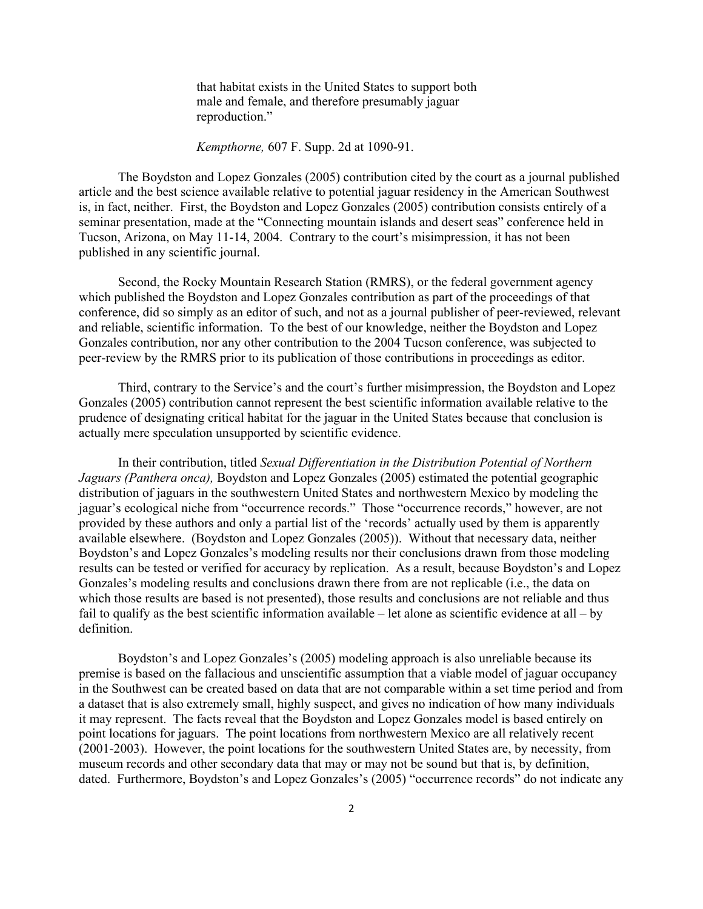> that habitat exists in the United States to support both male and female, and therefore presumably jaguar reproduction."
>
> *Kempthorne,* 607 F. Supp. 2d at 1090-91.

The Boydston and Lopez Gonzales (2005) contribution cited by the court as a journal published article and the best science available relative to potential jaguar residency in the American Southwest is, in fact, neither. First, the Boydston and Lopez Gonzales (2005) contribution consists entirely of a seminar presentation, made at the "Connecting mountain islands and desert seas" conference held in Tucson, Arizona, on May 11-14, 2004. Contrary to the court's misimpression, it has not been published in any scientific journal.

Second, the Rocky Mountain Research Station (RMRS), or the federal government agency which published the Boydston and Lopez Gonzales contribution as part of the proceedings of that conference, did so simply as an editor of such, and not as a journal publisher of peer-reviewed, relevant and reliable, scientific information. To the best of our knowledge, neither the Boydston and Lopez Gonzales contribution, nor any other contribution to the 2004 Tucson conference, was subjected to peer-review by the RMRS prior to its publication of those contributions in proceedings as editor.

Third, contrary to the Service's and the court's further misimpression, the Boydston and Lopez Gonzales (2005) contribution cannot represent the best scientific information available relative to the prudence of designating critical habitat for the jaguar in the United States because that conclusion is actually mere speculation unsupported by scientific evidence.

In their contribution, titled *Sexual Differentiation in the Distribution Potential of Northern Jaguars (Panthera onca),* Boydston and Lopez Gonzales (2005) estimated the potential geographic distribution of jaguars in the southwestern United States and northwestern Mexico by modeling the jaguar's ecological niche from "occurrence records." Those "occurrence records," however, are not provided by these authors and only a partial list of the 'records' actually used by them is apparently available elsewhere. (Boydston and Lopez Gonzales (2005)). Without that necessary data, neither Boydston's and Lopez Gonzales's modeling results nor their conclusions drawn from those modeling results can be tested or verified for accuracy by replication. As a result, because Boydston's and Lopez Gonzales's modeling results and conclusions drawn there from are not replicable (i.e., the data on which those results are based is not presented), those results and conclusions are not reliable and thus fail to qualify as the best scientific information available – let alone as scientific evidence at all – by definition.

Boydston's and Lopez Gonzales's (2005) modeling approach is also unreliable because its premise is based on the fallacious and unscientific assumption that a viable model of jaguar occupancy in the Southwest can be created based on data that are not comparable within a set time period and from a dataset that is also extremely small, highly suspect, and gives no indication of how many individuals it may represent. The facts reveal that the Boydston and Lopez Gonzales model is based entirely on point locations for jaguars. The point locations from northwestern Mexico are all relatively recent (2001-2003). However, the point locations for the southwestern United States are, by necessity, from museum records and other secondary data that may or may not be sound but that is, by definition, dated. Furthermore, Boydston's and Lopez Gonzales's (2005) "occurrence records" do not indicate any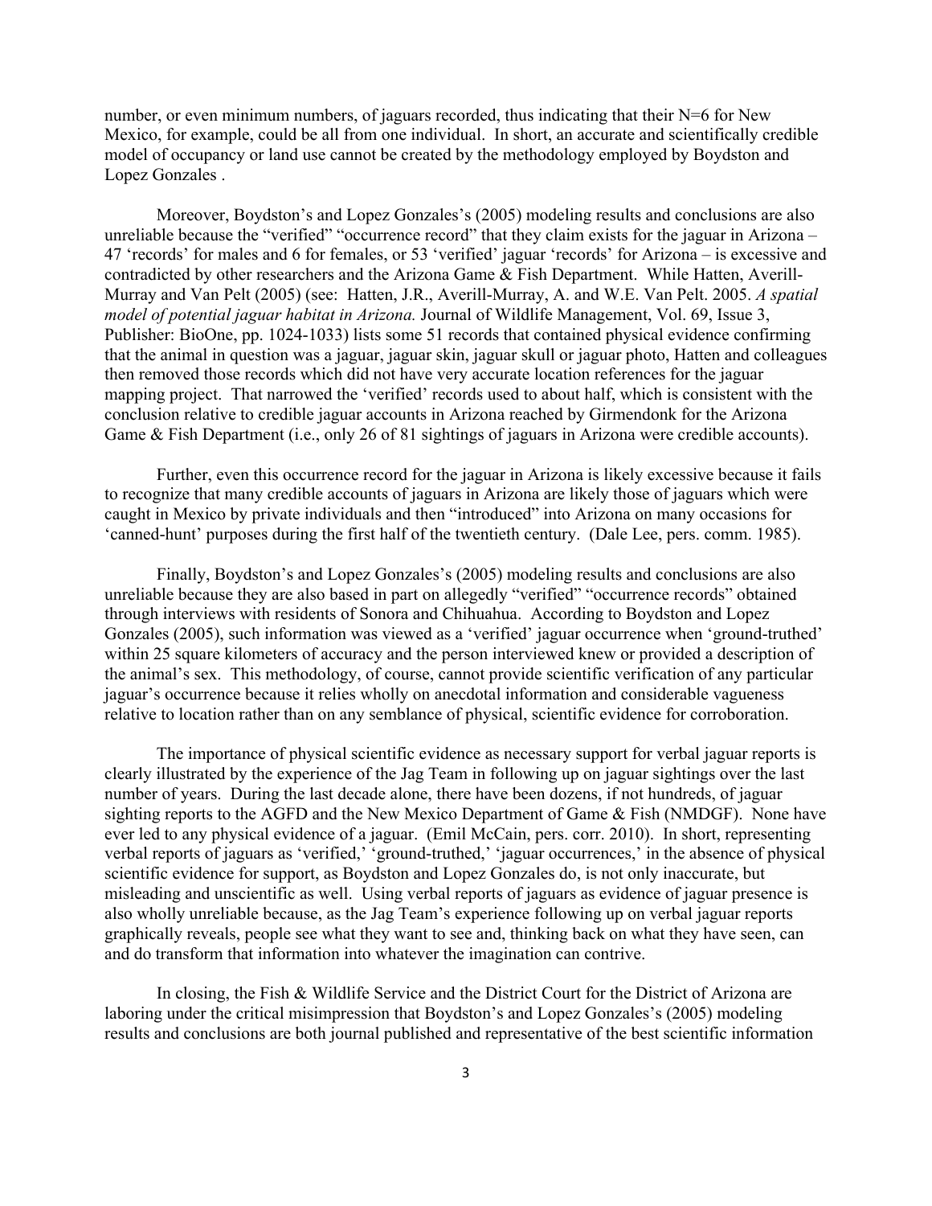number, or even minimum numbers, of jaguars recorded, thus indicating that their N=6 for New Mexico, for example, could be all from one individual. In short, an accurate and scientifically credible model of occupancy or land use cannot be created by the methodology employed by Boydston and Lopez Gonzales .

Moreover, Boydston's and Lopez Gonzales's (2005) modeling results and conclusions are also unreliable because the "verified" "occurrence record" that they claim exists for the jaguar in Arizona – 47 'records' for males and 6 for females, or 53 'verified' jaguar 'records' for Arizona – is excessive and contradicted by other researchers and the Arizona Game & Fish Department. While Hatten, Averill-Murray and Van Pelt (2005) (see: Hatten, J.R., Averill-Murray, A. and W.E. Van Pelt. 2005. *A spatial model of potential jaguar habitat in Arizona.* Journal of Wildlife Management, Vol. 69, Issue 3, Publisher: BioOne, pp. 1024-1033) lists some 51 records that contained physical evidence confirming that the animal in question was a jaguar, jaguar skin, jaguar skull or jaguar photo, Hatten and colleagues then removed those records which did not have very accurate location references for the jaguar mapping project. That narrowed the 'verified' records used to about half, which is consistent with the conclusion relative to credible jaguar accounts in Arizona reached by Girmendonk for the Arizona Game & Fish Department (i.e., only 26 of 81 sightings of jaguars in Arizona were credible accounts).

Further, even this occurrence record for the jaguar in Arizona is likely excessive because it fails to recognize that many credible accounts of jaguars in Arizona are likely those of jaguars which were caught in Mexico by private individuals and then "introduced" into Arizona on many occasions for 'canned-hunt' purposes during the first half of the twentieth century. (Dale Lee, pers. comm. 1985).

Finally, Boydston's and Lopez Gonzales's (2005) modeling results and conclusions are also unreliable because they are also based in part on allegedly "verified" "occurrence records" obtained through interviews with residents of Sonora and Chihuahua. According to Boydston and Lopez Gonzales (2005), such information was viewed as a 'verified' jaguar occurrence when 'ground-truthed' within 25 square kilometers of accuracy and the person interviewed knew or provided a description of the animal's sex. This methodology, of course, cannot provide scientific verification of any particular jaguar's occurrence because it relies wholly on anecdotal information and considerable vagueness relative to location rather than on any semblance of physical, scientific evidence for corroboration.

The importance of physical scientific evidence as necessary support for verbal jaguar reports is clearly illustrated by the experience of the Jag Team in following up on jaguar sightings over the last number of years. During the last decade alone, there have been dozens, if not hundreds, of jaguar sighting reports to the AGFD and the New Mexico Department of Game & Fish (NMDGF). None have ever led to any physical evidence of a jaguar. (Emil McCain, pers. corr. 2010). In short, representing verbal reports of jaguars as 'verified,' 'ground-truthed,' 'jaguar occurrences,' in the absence of physical scientific evidence for support, as Boydston and Lopez Gonzales do, is not only inaccurate, but misleading and unscientific as well. Using verbal reports of jaguars as evidence of jaguar presence is also wholly unreliable because, as the Jag Team's experience following up on verbal jaguar reports graphically reveals, people see what they want to see and, thinking back on what they have seen, can and do transform that information into whatever the imagination can contrive.

In closing, the Fish & Wildlife Service and the District Court for the District of Arizona are laboring under the critical misimpression that Boydston's and Lopez Gonzales's (2005) modeling results and conclusions are both journal published and representative of the best scientific information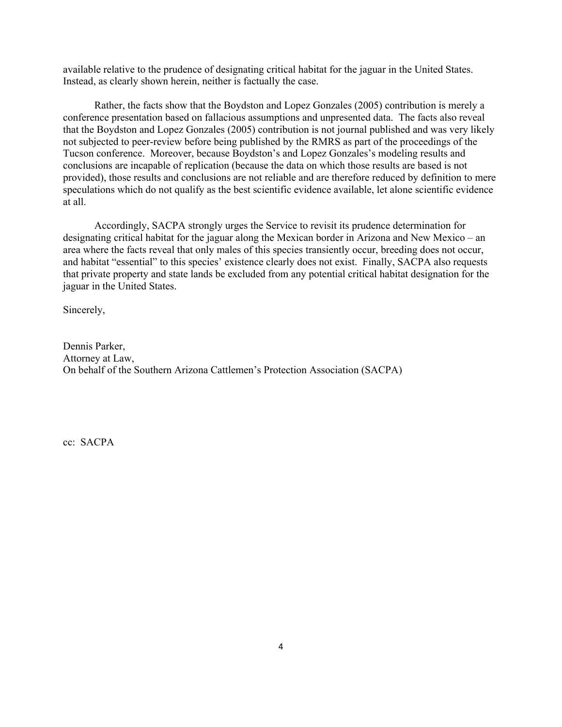available relative to the prudence of designating critical habitat for the jaguar in the United States. Instead, as clearly shown herein, neither is factually the case.

Rather, the facts show that the Boydston and Lopez Gonzales (2005) contribution is merely a conference presentation based on fallacious assumptions and unpresented data. The facts also reveal that the Boydston and Lopez Gonzales (2005) contribution is not journal published and was very likely not subjected to peer-review before being published by the RMRS as part of the proceedings of the Tucson conference. Moreover, because Boydston's and Lopez Gonzales's modeling results and conclusions are incapable of replication (because the data on which those results are based is not provided), those results and conclusions are not reliable and are therefore reduced by definition to mere speculations which do not qualify as the best scientific evidence available, let alone scientific evidence at all.

Accordingly, SACPA strongly urges the Service to revisit its prudence determination for designating critical habitat for the jaguar along the Mexican border in Arizona and New Mexico – an area where the facts reveal that only males of this species transiently occur, breeding does not occur, and habitat "essential" to this species' existence clearly does not exist. Finally, SACPA also requests that private property and state lands be excluded from any potential critical habitat designation for the jaguar in the United States.

Sincerely,

Dennis Parker,
Attorney at Law,
On behalf of the Southern Arizona Cattlemen's Protection Association (SACPA)

cc: SACPA